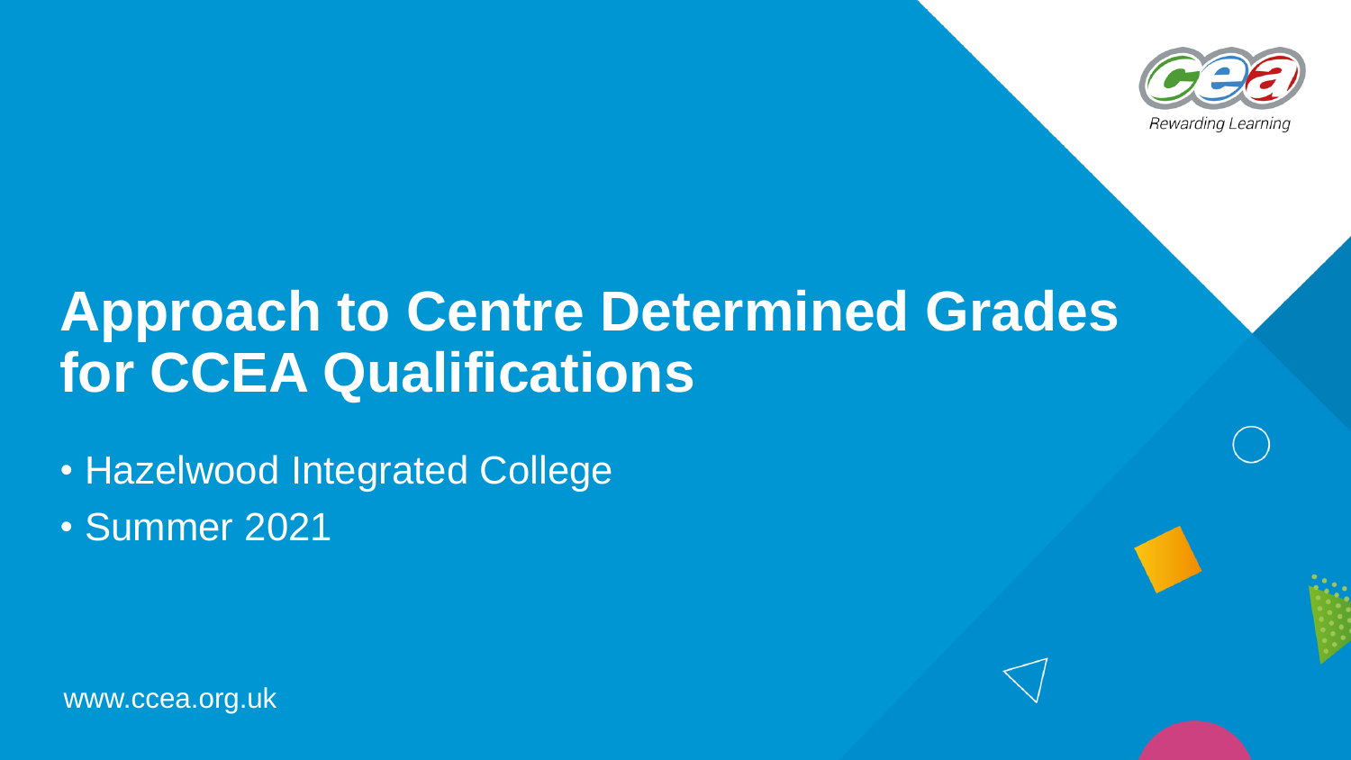# Approach to Centre Determined Grades for CCEA Qualifications

- Hazelwood Integrated College
- Summer 2021

www.ccea.org.uk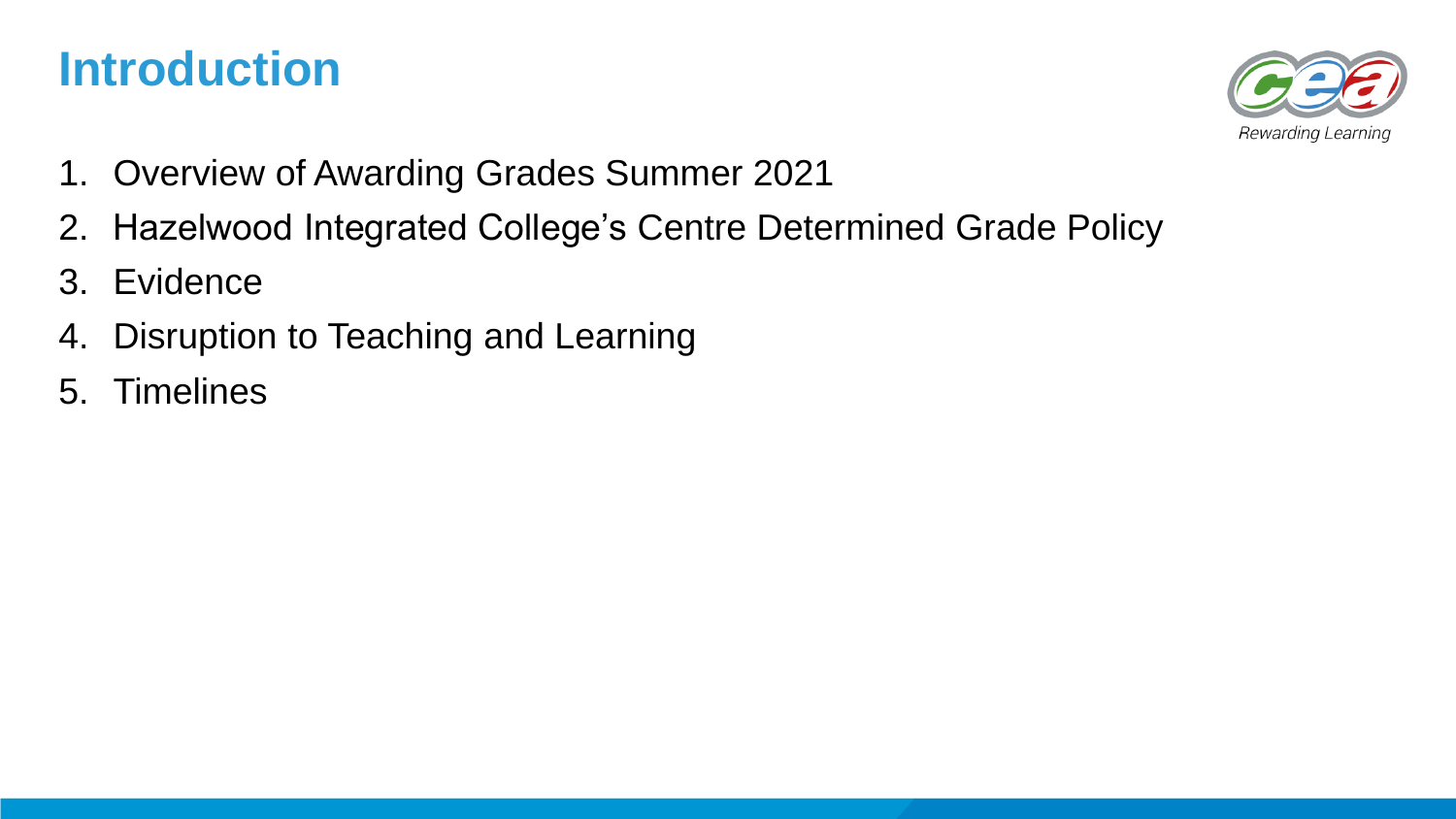# Introduction

1. Overview of Awarding Grades Summer 2021
2. Hazelwood Integrated College's Centre Determined Grade Policy
3. Evidence
4. Disruption to Teaching and Learning
5. Timelines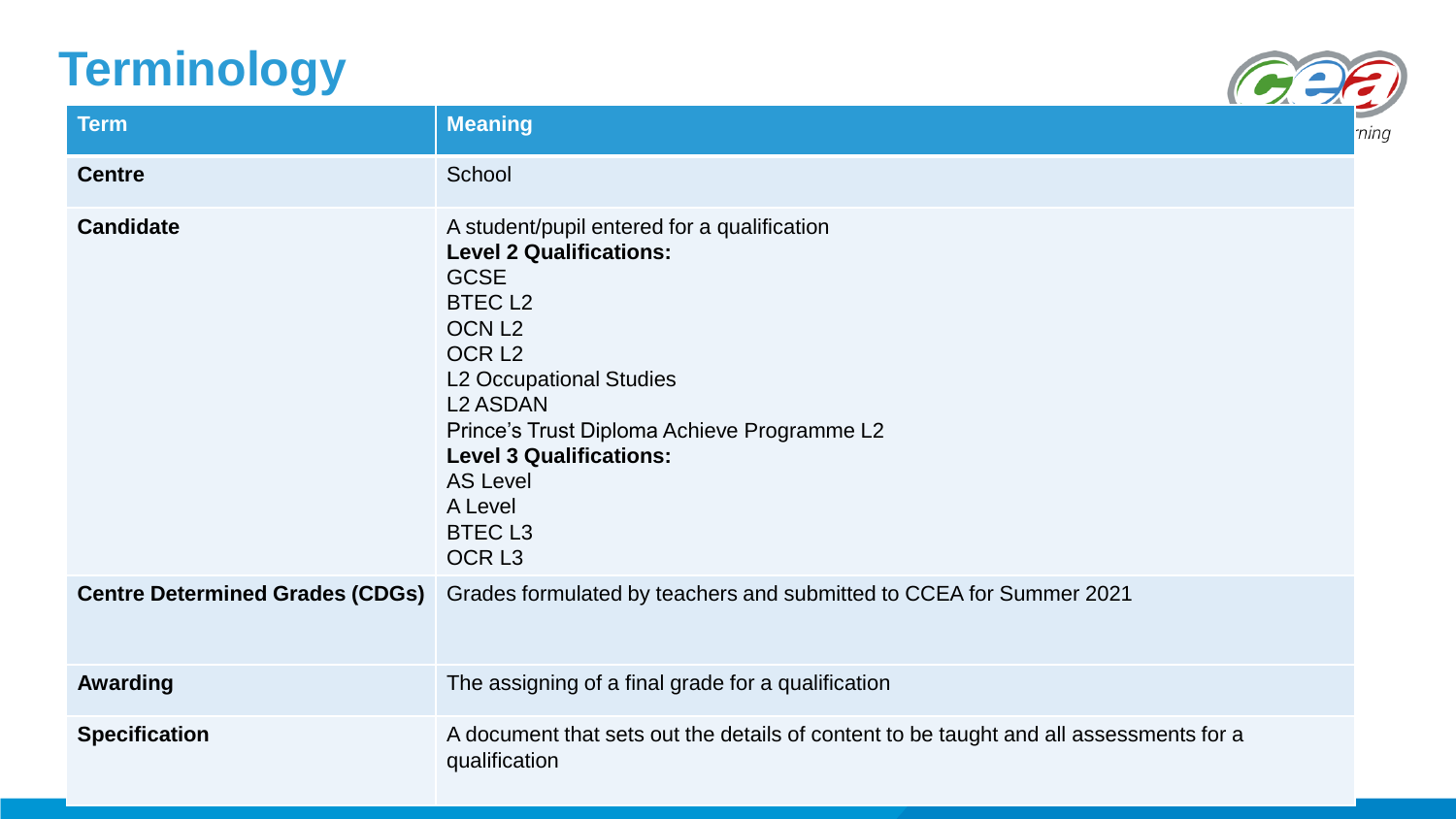# Terminology

| Term | Meaning |
|---|---|
| **Centre** | School |
| **Candidate** | A student/pupil entered for a qualification<br>**Level 2 Qualifications:**<br>GCSE<br>BTEC L2<br>OCN L2<br>OCR L2<br>L2 Occupational Studies<br>L2 ASDAN<br>Prince's Trust Diploma Achieve Programme L2<br>**Level 3 Qualifications:**<br>AS Level<br>A Level<br>BTEC L3<br>OCR L3 |
| **Centre Determined Grades (CDGs)** | Grades formulated by teachers and submitted to CCEA for Summer 2021 |
| **Awarding** | The assigning of a final grade for a qualification |
| **Specification** | A document that sets out the details of content to be taught and all assessments for a qualification |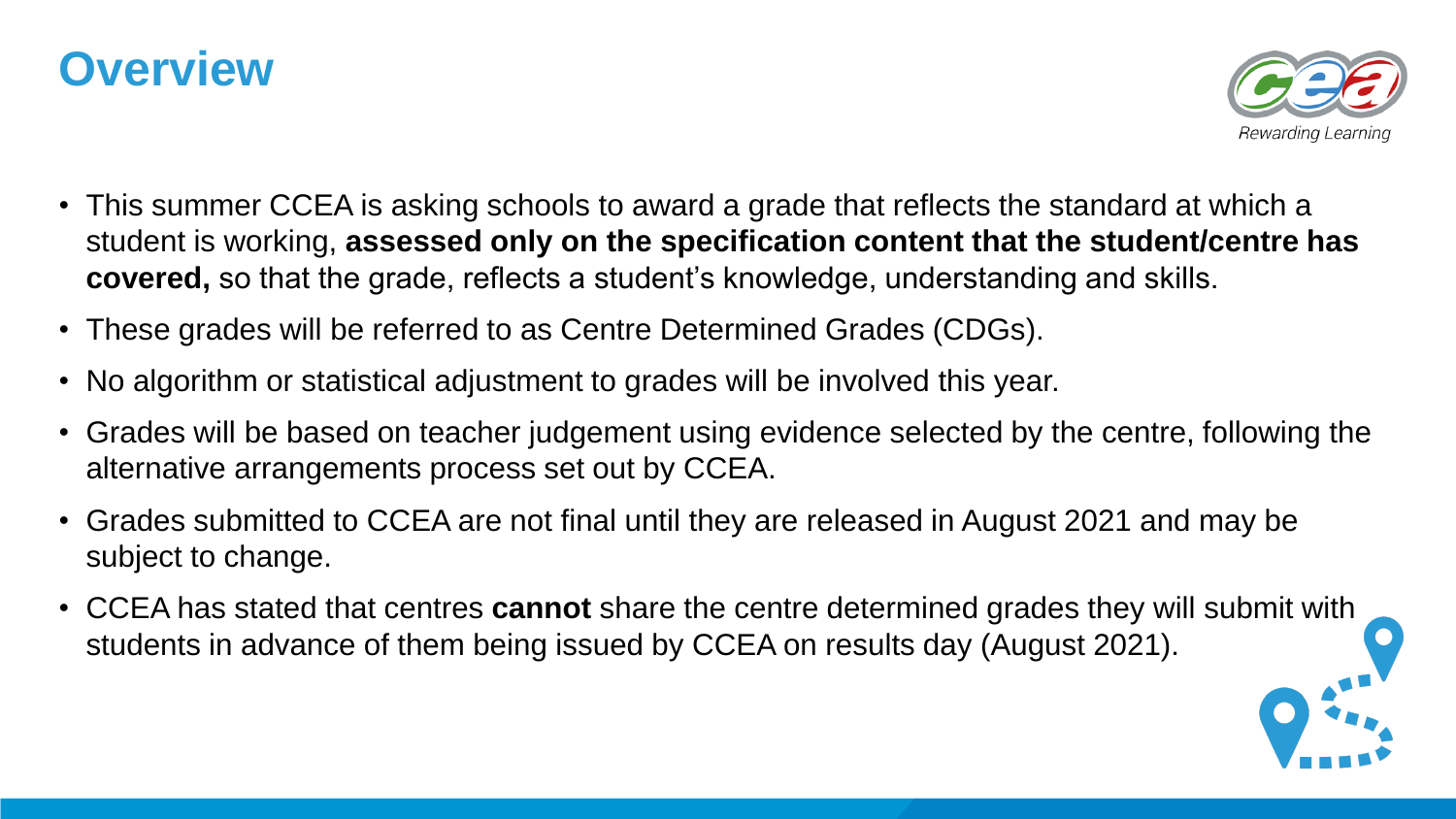# Overview

- This summer CCEA is asking schools to award a grade that reflects the standard at which a student is working, **assessed only on the specification content that the student/centre has covered,** so that the grade, reflects a student's knowledge, understanding and skills.
- These grades will be referred to as Centre Determined Grades (CDGs).
- No algorithm or statistical adjustment to grades will be involved this year.
- Grades will be based on teacher judgement using evidence selected by the centre, following the alternative arrangements process set out by CCEA.
- Grades submitted to CCEA are not final until they are released in August 2021 and may be subject to change.
- CCEA has stated that centres **cannot** share the centre determined grades they will submit with students in advance of them being issued by CCEA on results day (August 2021).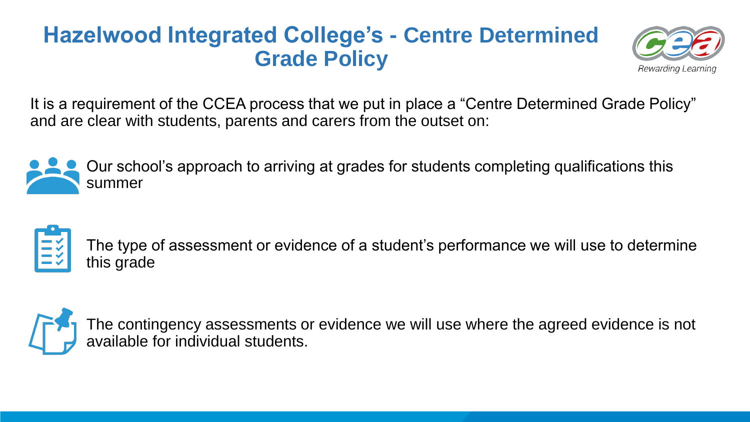# Hazelwood Integrated College's - Centre Determined Grade Policy

It is a requirement of the CCEA process that we put in place a "Centre Determined Grade Policy" and are clear with students, parents and carers from the outset on:

- Our school's approach to arriving at grades for students completing qualifications this summer
- The type of assessment or evidence of a student's performance we will use to determine this grade
- The contingency assessments or evidence we will use where the agreed evidence is not available for individual students.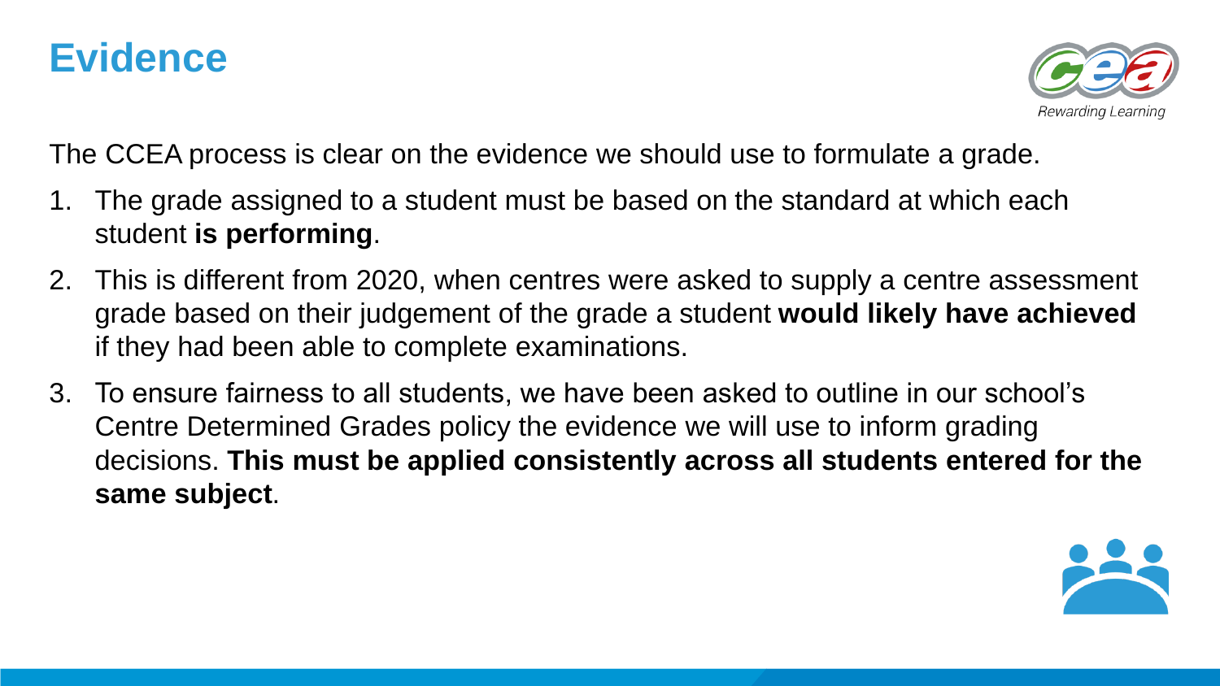# Evidence

The CCEA process is clear on the evidence we should use to formulate a grade.

1. The grade assigned to a student must be based on the standard at which each student **is performing**.
2. This is different from 2020, when centres were asked to supply a centre assessment grade based on their judgement of the grade a student **would likely have achieved** if they had been able to complete examinations.
3. To ensure fairness to all students, we have been asked to outline in our school's Centre Determined Grades policy the evidence we will use to inform grading decisions. **This must be applied consistently across all students entered for the same subject**.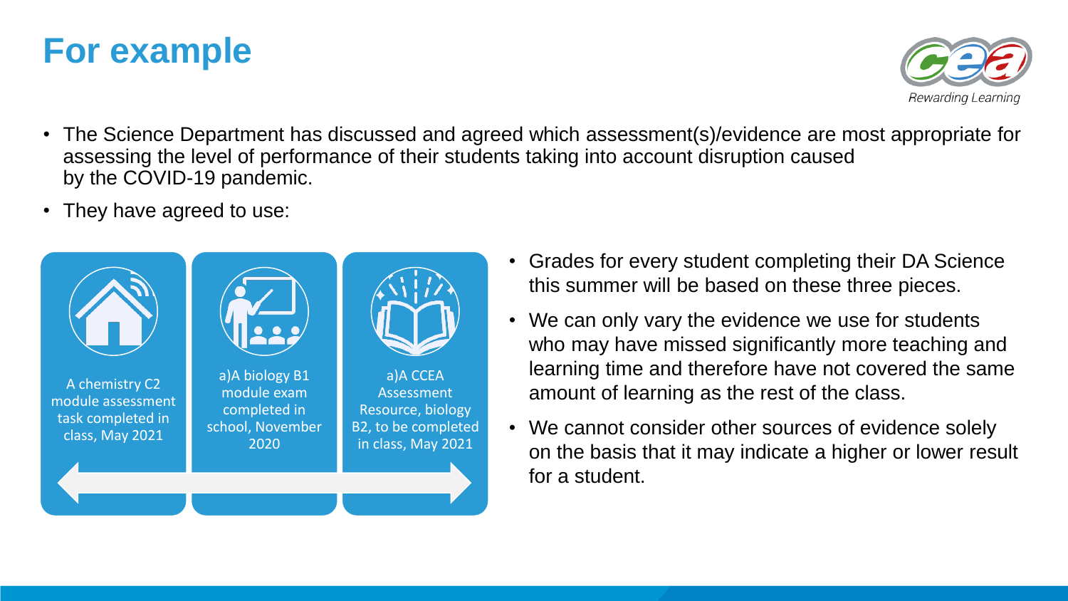# For example

- The Science Department has discussed and agreed which assessment(s)/evidence are most appropriate for assessing the level of performance of their students taking into account disruption caused by the COVID-19 pandemic.
- They have agreed to use:

A chemistry C2 module assessment task completed in class, May 2021

a)A biology B1 module exam completed in school, November 2020

a)A CCEA Assessment Resource, biology B2, to be completed in class, May 2021

- Grades for every student completing their DA Science this summer will be based on these three pieces.
- We can only vary the evidence we use for students who may have missed significantly more teaching and learning time and therefore have not covered the same amount of learning as the rest of the class.
- We cannot consider other sources of evidence solely on the basis that it may indicate a higher or lower result for a student.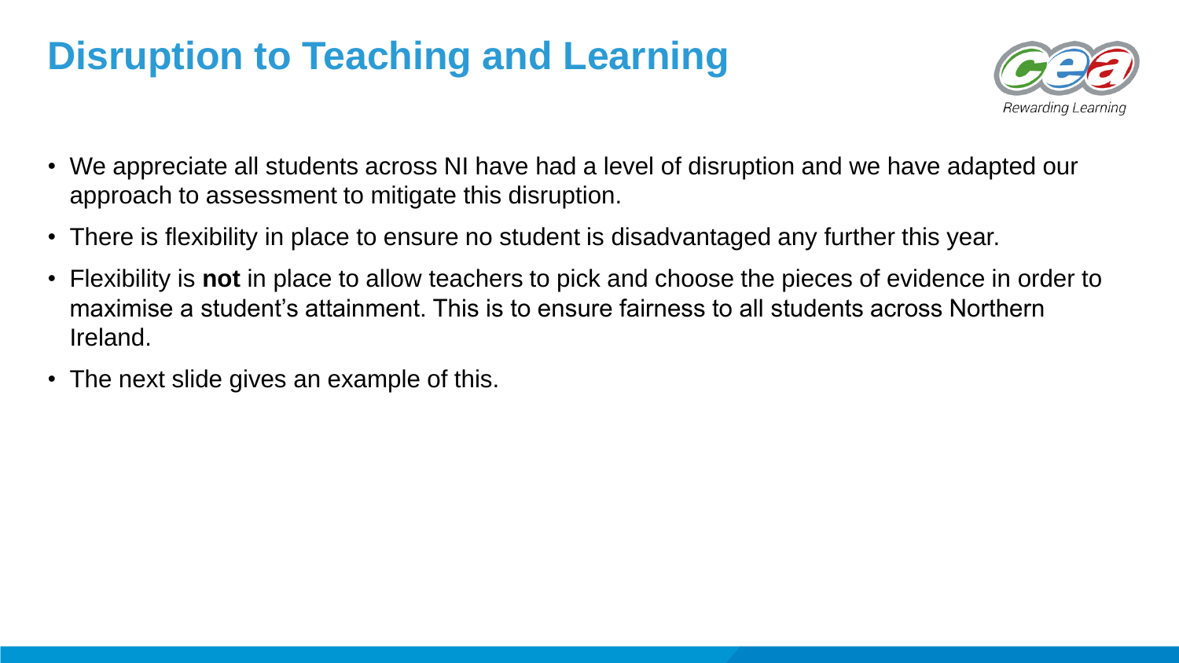# Disruption to Teaching and Learning

- We appreciate all students across NI have had a level of disruption and we have adapted our approach to assessment to mitigate this disruption.
- There is flexibility in place to ensure no student is disadvantaged any further this year.
- Flexibility is **not** in place to allow teachers to pick and choose the pieces of evidence in order to maximise a student's attainment. This is to ensure fairness to all students across Northern Ireland.
- The next slide gives an example of this.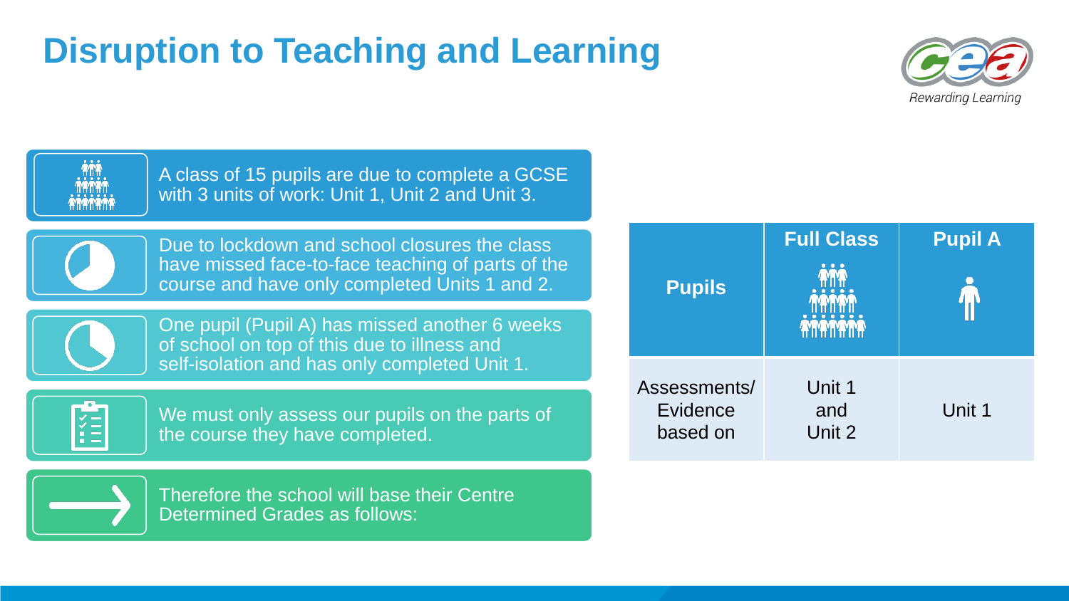# Disruption to Teaching and Learning

A class of 15 pupils are due to complete a GCSE with 3 units of work: Unit 1, Unit 2 and Unit 3.

Due to lockdown and school closures the class have missed face-to-face teaching of parts of the course and have only completed Units 1 and 2.

One pupil (Pupil A) has missed another 6 weeks of school on top of this due to illness and self-isolation and has only completed Unit 1.

We must only assess our pupils on the parts of the course they have completed.

Therefore the school will base their Centre Determined Grades as follows:

| Pupils | Full Class | Pupil A |
| --- | --- | --- |
| Assessments/ Evidence based on | Unit 1 and Unit 2 | Unit 1 |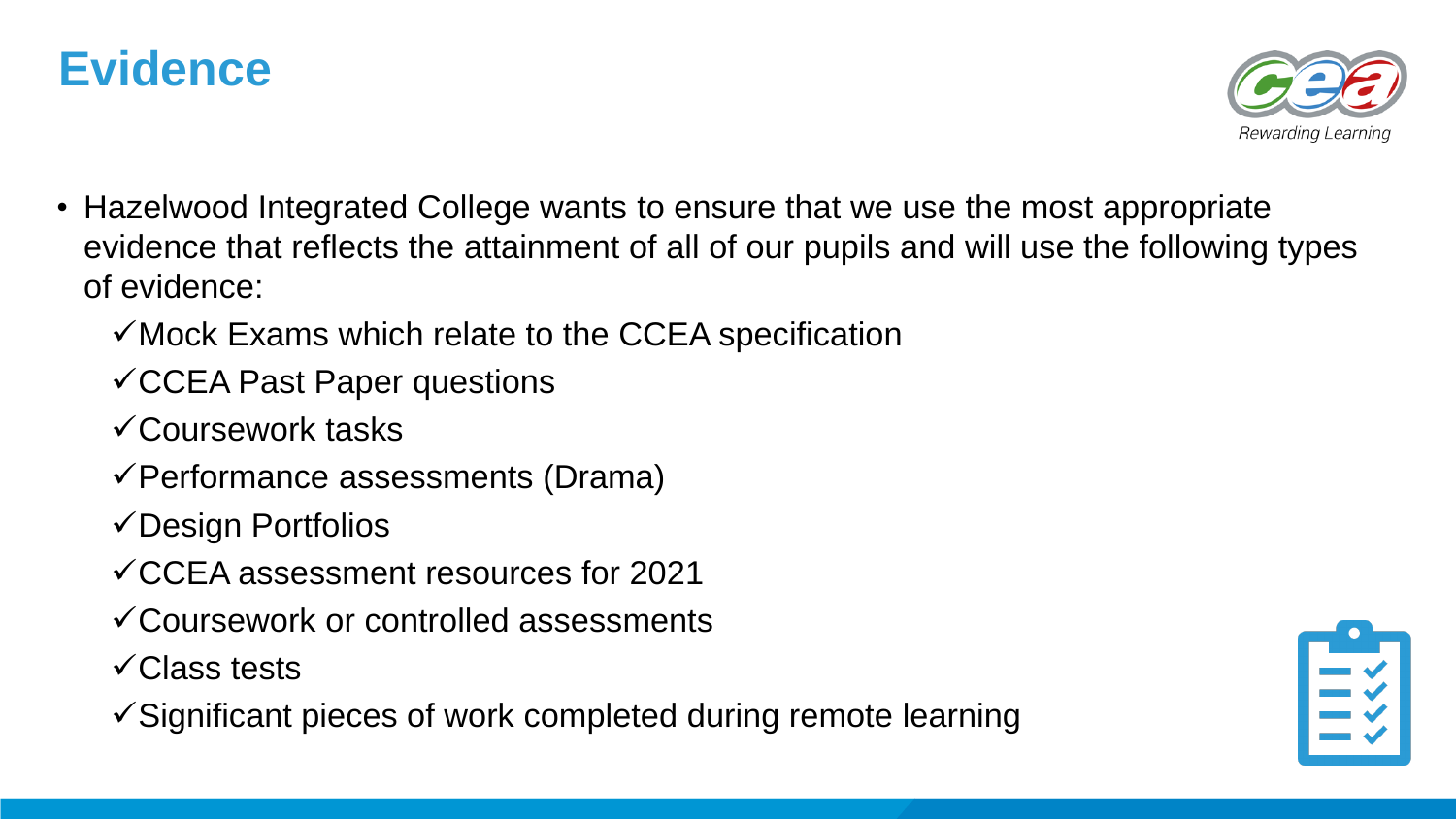# Evidence

- Hazelwood Integrated College wants to ensure that we use the most appropriate evidence that reflects the attainment of all of our pupils and will use the following types of evidence:
  - ✓Mock Exams which relate to the CCEA specification
  - ✓CCEA Past Paper questions
  - ✓Coursework tasks
  - ✓Performance assessments (Drama)
  - ✓Design Portfolios
  - ✓CCEA assessment resources for 2021
  - ✓Coursework or controlled assessments
  - ✓Class tests
  - ✓Significant pieces of work completed during remote learning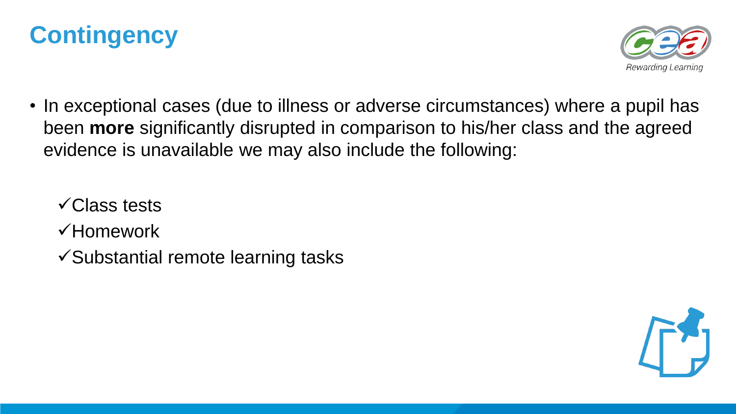# Contingency

- In exceptional cases (due to illness or adverse circumstances) where a pupil has been **more** significantly disrupted in comparison to his/her class and the agreed evidence is unavailable we may also include the following:

  ✓Class tests
  ✓Homework
  ✓Substantial remote learning tasks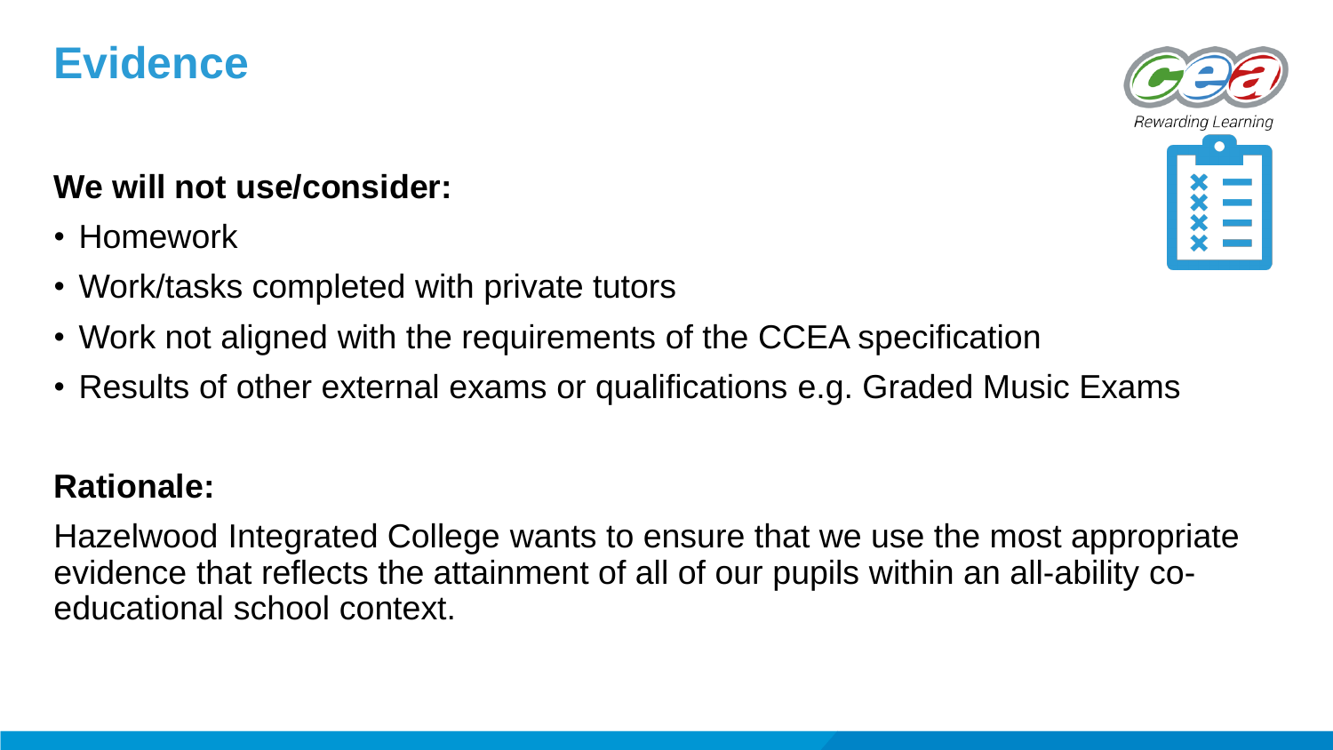# Evidence

**We will not use/consider:**

- Homework
- Work/tasks completed with private tutors
- Work not aligned with the requirements of the CCEA specification
- Results of other external exams or qualifications e.g. Graded Music Exams

**Rationale:**

Hazelwood Integrated College wants to ensure that we use the most appropriate evidence that reflects the attainment of all of our pupils within an all-ability co-educational school context.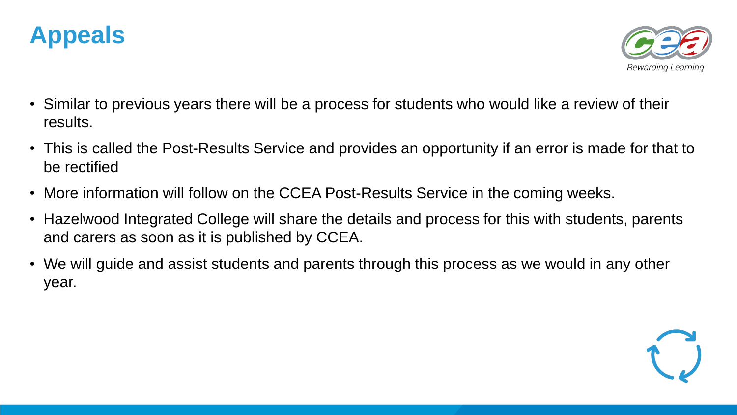# Appeals

- Similar to previous years there will be a process for students who would like a review of their results.
- This is called the Post-Results Service and provides an opportunity if an error is made for that to be rectified
- More information will follow on the CCEA Post-Results Service in the coming weeks.
- Hazelwood Integrated College will share the details and process for this with students, parents and carers as soon as it is published by CCEA.
- We will guide and assist students and parents through this process as we would in any other year.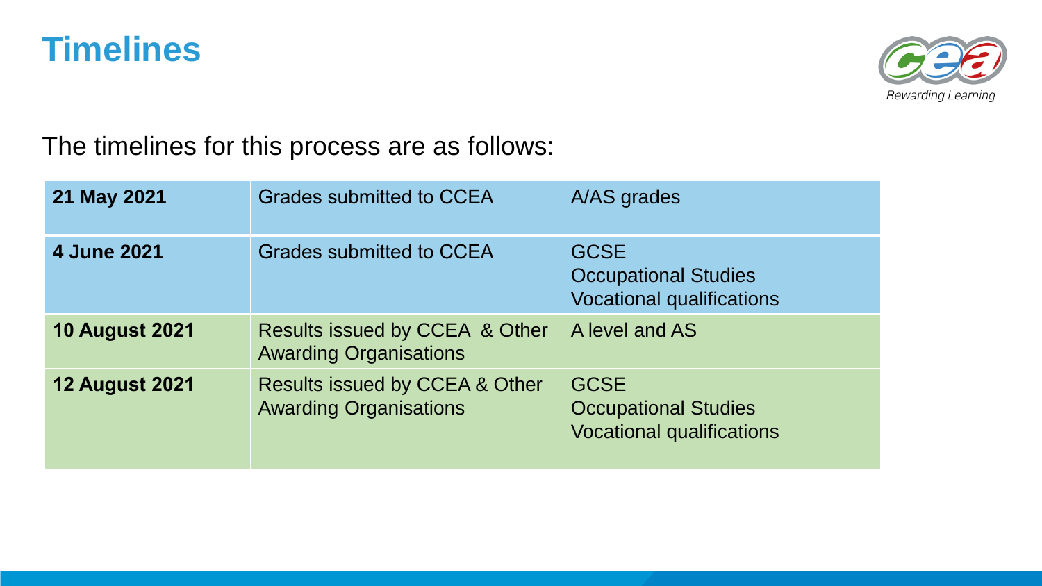# Timelines

The timelines for this process are as follows:

| | | |
|---|---|---|
| **21 May 2021** | Grades submitted to CCEA | A/AS grades |
| **4 June 2021** | Grades submitted to CCEA | GCSE<br>Occupational Studies<br>Vocational qualifications |
| **10 August 2021** | Results issued by CCEA & Other Awarding Organisations | A level and AS |
| **12 August 2021** | Results issued by CCEA & Other Awarding Organisations | GCSE<br>Occupational Studies<br>Vocational qualifications |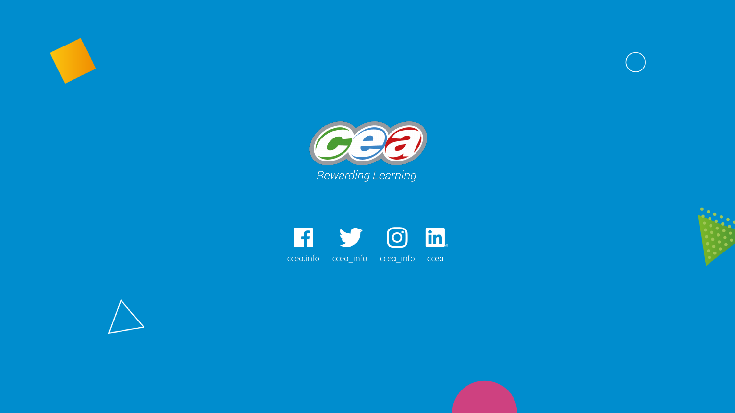Rewarding Learning

ccea.info

ccea_info

ccea_info

ccea